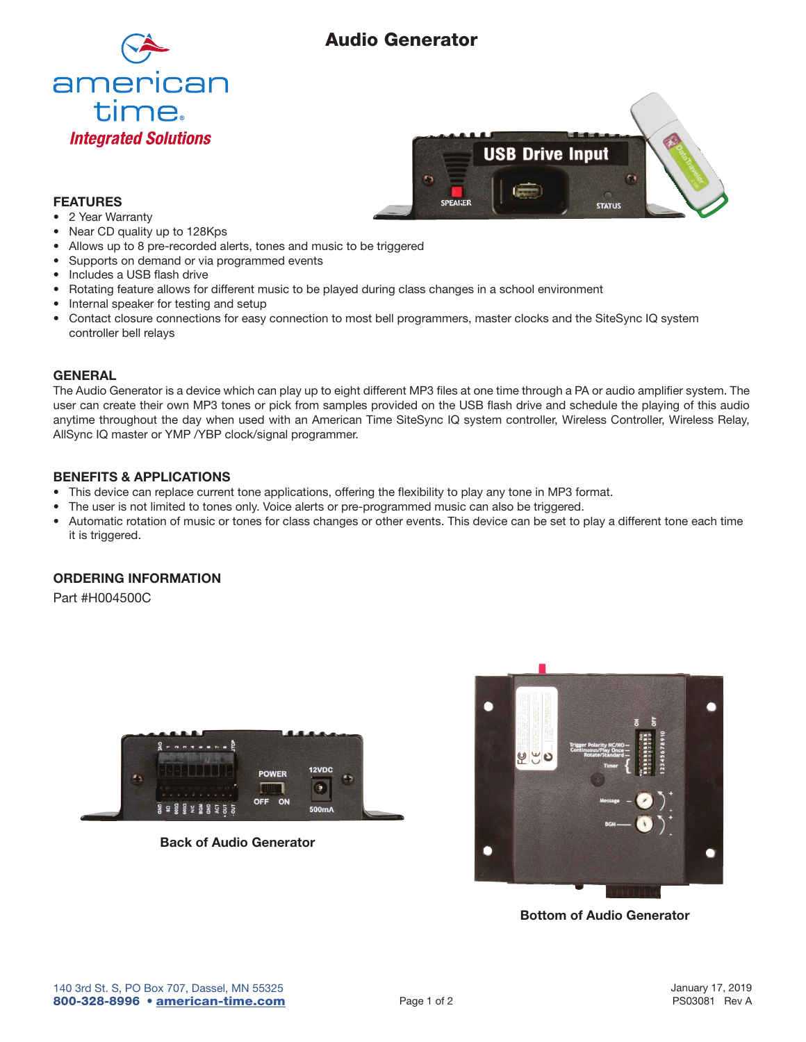# Audio Generator

american time®
*Integrated Solutions*

## FEATURES

- 2 Year Warranty
- Near CD quality up to 128Kps
- Allows up to 8 pre-recorded alerts, tones and music to be triggered
- Supports on demand or via programmed events
- Includes a USB flash drive
- Rotating feature allows for different music to be played during class changes in a school environment
- Internal speaker for testing and setup
- Contact closure connections for easy connection to most bell programmers, master clocks and the SiteSync IQ system controller bell relays

## GENERAL

The Audio Generator is a device which can play up to eight different MP3 files at one time through a PA or audio amplifier system. The user can create their own MP3 tones or pick from samples provided on the USB flash drive and schedule the playing of this audio anytime throughout the day when used with an American Time SiteSync IQ system controller, Wireless Controller, Wireless Relay, AllSync IQ master or YMP /YBP clock/signal programmer.

## BENEFITS & APPLICATIONS

- This device can replace current tone applications, offering the flexibility to play any tone in MP3 format.
- The user is not limited to tones only. Voice alerts or pre-programmed music can also be triggered.
- Automatic rotation of music or tones for class changes or other events. This device can be set to play a different tone each time it is triggered.

## ORDERING INFORMATION

Part #H004500C

Back of Audio Generator

Bottom of Audio Generator

140 3rd St. S, PO Box 707, Dassel, MN 55325
**800-328-8996 • american-time.com**

January 17, 2019
PS03081 Rev A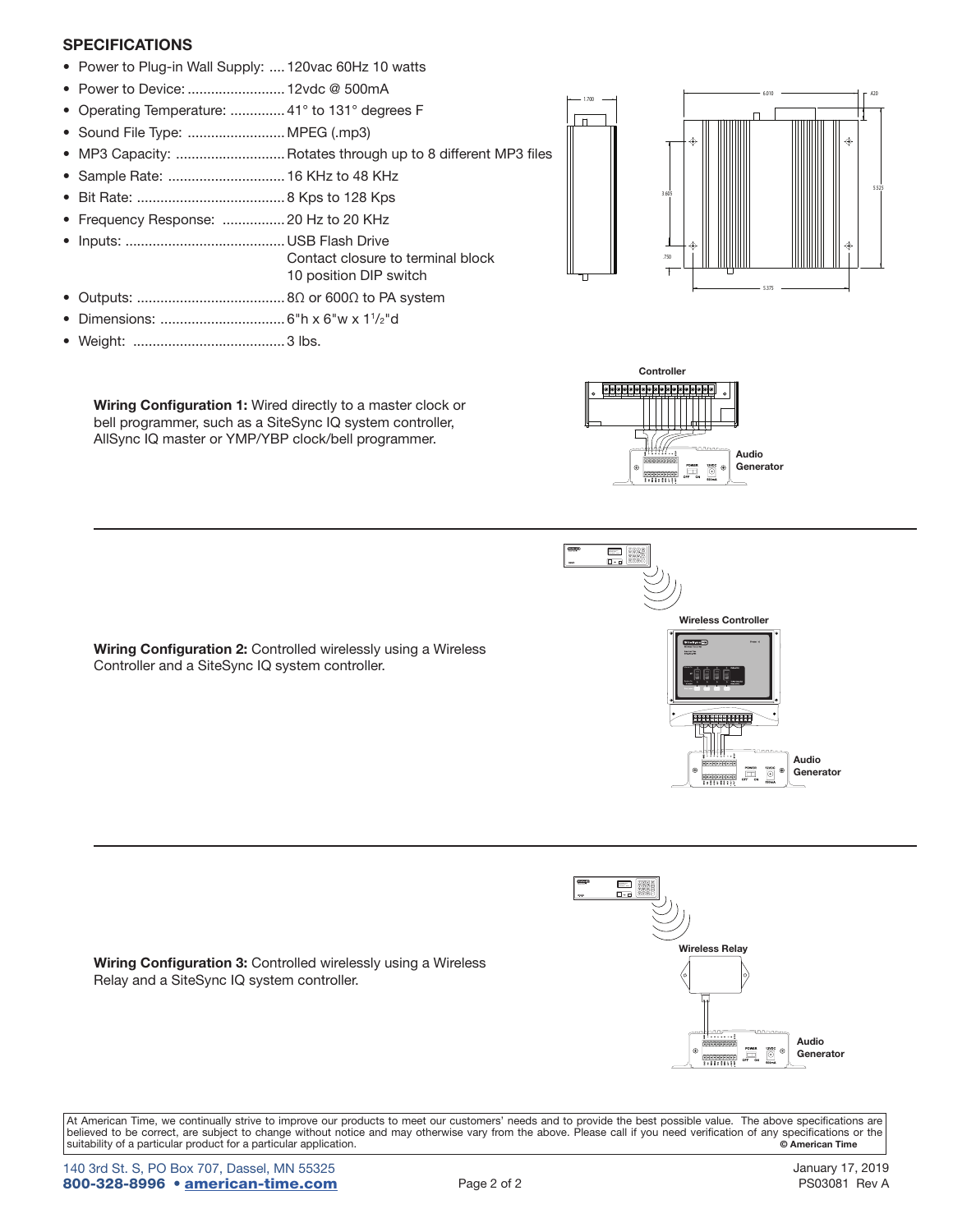## SPECIFICATIONS

- Power to Plug-in Wall Supply: .... 120vac 60Hz 10 watts
- Power to Device: ......................... 12vdc @ 500mA
- Operating Temperature: .............. 41° to 131° degrees F
- Sound File Type: ......................... MPEG (.mp3)
- MP3 Capacity: ............................ Rotates through up to 8 different MP3 files
- Sample Rate: .............................. 16 KHz to 48 KHz
- Bit Rate: ...................................... 8 Kps to 128 Kps
- Frequency Response: ................ 20 Hz to 20 KHz
- Inputs: ......................................... USB Flash Drive
  Contact closure to terminal block
  10 position DIP switch
- Outputs: ...................................... 8Ω or 600Ω to PA system
- Dimensions: ................................ 6"h x 6"w x 1½"d
- Weight: ....................................... 3 lbs.

1.700

6.010

.420

3.605

5.525

.750

5.375

**Wiring Configuration 1:** Wired directly to a master clock or bell programmer, such as a SiteSync IQ system controller, AllSync IQ master or YMP/YBP clock/bell programmer.

Controller

Audio Generator

**Wiring Configuration 2:** Controlled wirelessly using a Wireless Controller and a SiteSync IQ system controller.

Wireless Controller

Audio Generator

**Wiring Configuration 3:** Controlled wirelessly using a Wireless Relay and a SiteSync IQ system controller.

Wireless Relay

Audio Generator

At American Time, we continually strive to improve our products to meet our customers' needs and to provide the best possible value. The above specifications are believed to be correct, are subject to change without notice and may otherwise vary from the above. Please call if you need verification of any specifications or the suitability of a particular product for a particular application. **© American Time**

140 3rd St. S, PO Box 707, Dassel, MN 55325
**800-328-8996 • american-time.com**

January 17, 2019
PS03081 Rev A